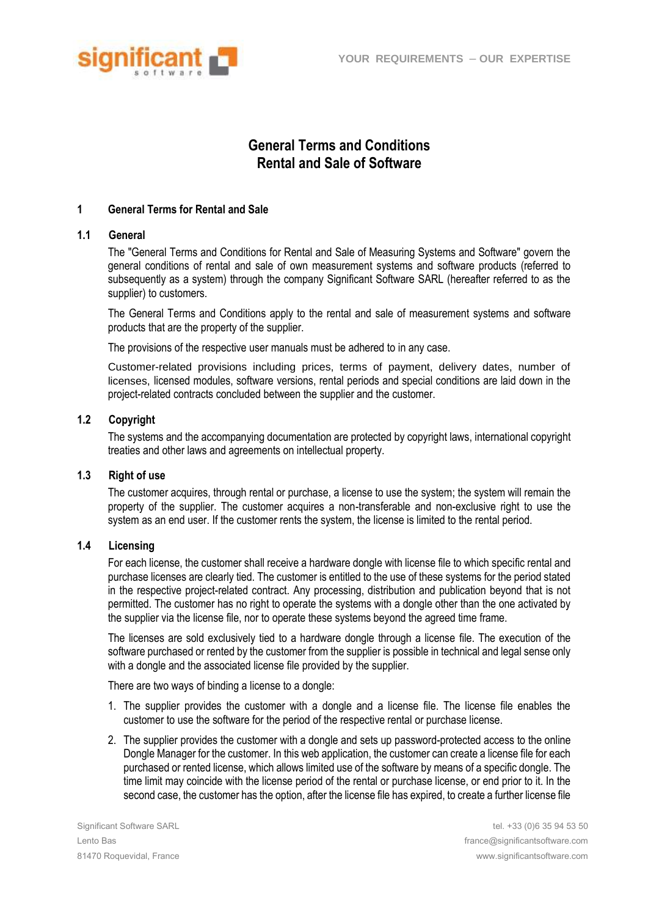# General Terms and Conditions
# Rental and Sale of Software

## 1 General Terms for Rental and Sale

### 1.1 General

The "General Terms and Conditions for Rental and Sale of Measuring Systems and Software" govern the general conditions of rental and sale of own measurement systems and software products (referred to subsequently as a system) through the company Significant Software SARL (hereafter referred to as the supplier) to customers.

The General Terms and Conditions apply to the rental and sale of measurement systems and software products that are the property of the supplier.

The provisions of the respective user manuals must be adhered to in any case.

Customer-related provisions including prices, terms of payment, delivery dates, number of licenses, licensed modules, software versions, rental periods and special conditions are laid down in the project-related contracts concluded between the supplier and the customer.

### 1.2 Copyright

The systems and the accompanying documentation are protected by copyright laws, international copyright treaties and other laws and agreements on intellectual property.

### 1.3 Right of use

The customer acquires, through rental or purchase, a license to use the system; the system will remain the property of the supplier. The customer acquires a non-transferable and non-exclusive right to use the system as an end user. If the customer rents the system, the license is limited to the rental period.

### 1.4 Licensing

For each license, the customer shall receive a hardware dongle with license file to which specific rental and purchase licenses are clearly tied. The customer is entitled to the use of these systems for the period stated in the respective project-related contract. Any processing, distribution and publication beyond that is not permitted. The customer has no right to operate the systems with a dongle other than the one activated by the supplier via the license file, nor to operate these systems beyond the agreed time frame.

The licenses are sold exclusively tied to a hardware dongle through a license file. The execution of the software purchased or rented by the customer from the supplier is possible in technical and legal sense only with a dongle and the associated license file provided by the supplier.

There are two ways of binding a license to a dongle:

1. The supplier provides the customer with a dongle and a license file. The license file enables the customer to use the software for the period of the respective rental or purchase license.
2. The supplier provides the customer with a dongle and sets up password-protected access to the online Dongle Manager for the customer. In this web application, the customer can create a license file for each purchased or rented license, which allows limited use of the software by means of a specific dongle. The time limit may coincide with the license period of the rental or purchase license, or end prior to it. In the second case, the customer has the option, after the license file has expired, to create a further license file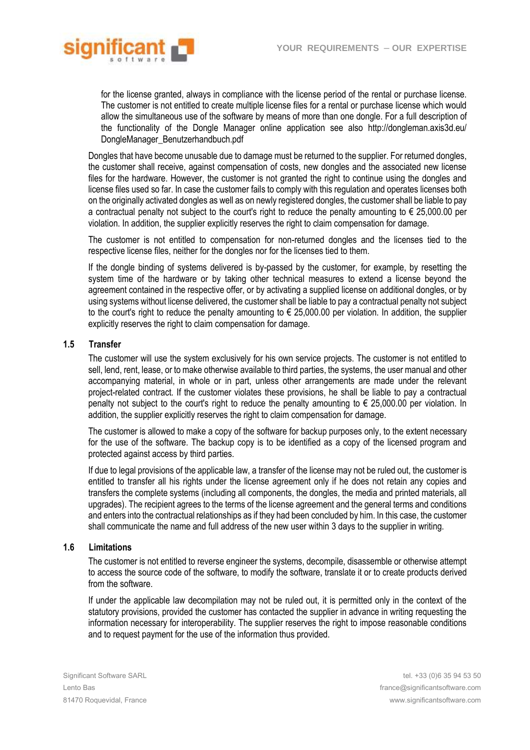for the license granted, always in compliance with the license period of the rental or purchase license. The customer is not entitled to create multiple license files for a rental or purchase license which would allow the simultaneous use of the software by means of more than one dongle. For a full description of the functionality of the Dongle Manager online application see also http://dongleman.axis3d.eu/DongleManager_Benutzerhandbuch.pdf

Dongles that have become unusable due to damage must be returned to the supplier. For returned dongles, the customer shall receive, against compensation of costs, new dongles and the associated new license files for the hardware. However, the customer is not granted the right to continue using the dongles and license files used so far. In case the customer fails to comply with this regulation and operates licenses both on the originally activated dongles as well as on newly registered dongles, the customer shall be liable to pay a contractual penalty not subject to the court's right to reduce the penalty amounting to € 25,000.00 per violation. In addition, the supplier explicitly reserves the right to claim compensation for damage.

The customer is not entitled to compensation for non-returned dongles and the licenses tied to the respective license files, neither for the dongles nor for the licenses tied to them.

If the dongle binding of systems delivered is by-passed by the customer, for example, by resetting the system time of the hardware or by taking other technical measures to extend a license beyond the agreement contained in the respective offer, or by activating a supplied license on additional dongles, or by using systems without license delivered, the customer shall be liable to pay a contractual penalty not subject to the court's right to reduce the penalty amounting to € 25,000.00 per violation. In addition, the supplier explicitly reserves the right to claim compensation for damage.

### 1.5 Transfer

The customer will use the system exclusively for his own service projects. The customer is not entitled to sell, lend, rent, lease, or to make otherwise available to third parties, the systems, the user manual and other accompanying material, in whole or in part, unless other arrangements are made under the relevant project-related contract. If the customer violates these provisions, he shall be liable to pay a contractual penalty not subject to the court's right to reduce the penalty amounting to € 25,000.00 per violation. In addition, the supplier explicitly reserves the right to claim compensation for damage.

The customer is allowed to make a copy of the software for backup purposes only, to the extent necessary for the use of the software. The backup copy is to be identified as a copy of the licensed program and protected against access by third parties.

If due to legal provisions of the applicable law, a transfer of the license may not be ruled out, the customer is entitled to transfer all his rights under the license agreement only if he does not retain any copies and transfers the complete systems (including all components, the dongles, the media and printed materials, all upgrades). The recipient agrees to the terms of the license agreement and the general terms and conditions and enters into the contractual relationships as if they had been concluded by him. In this case, the customer shall communicate the name and full address of the new user within 3 days to the supplier in writing.

### 1.6 Limitations

The customer is not entitled to reverse engineer the systems, decompile, disassemble or otherwise attempt to access the source code of the software, to modify the software, translate it or to create products derived from the software.

If under the applicable law decompilation may not be ruled out, it is permitted only in the context of the statutory provisions, provided the customer has contacted the supplier in advance in writing requesting the information necessary for interoperability. The supplier reserves the right to impose reasonable conditions and to request payment for the use of the information thus provided.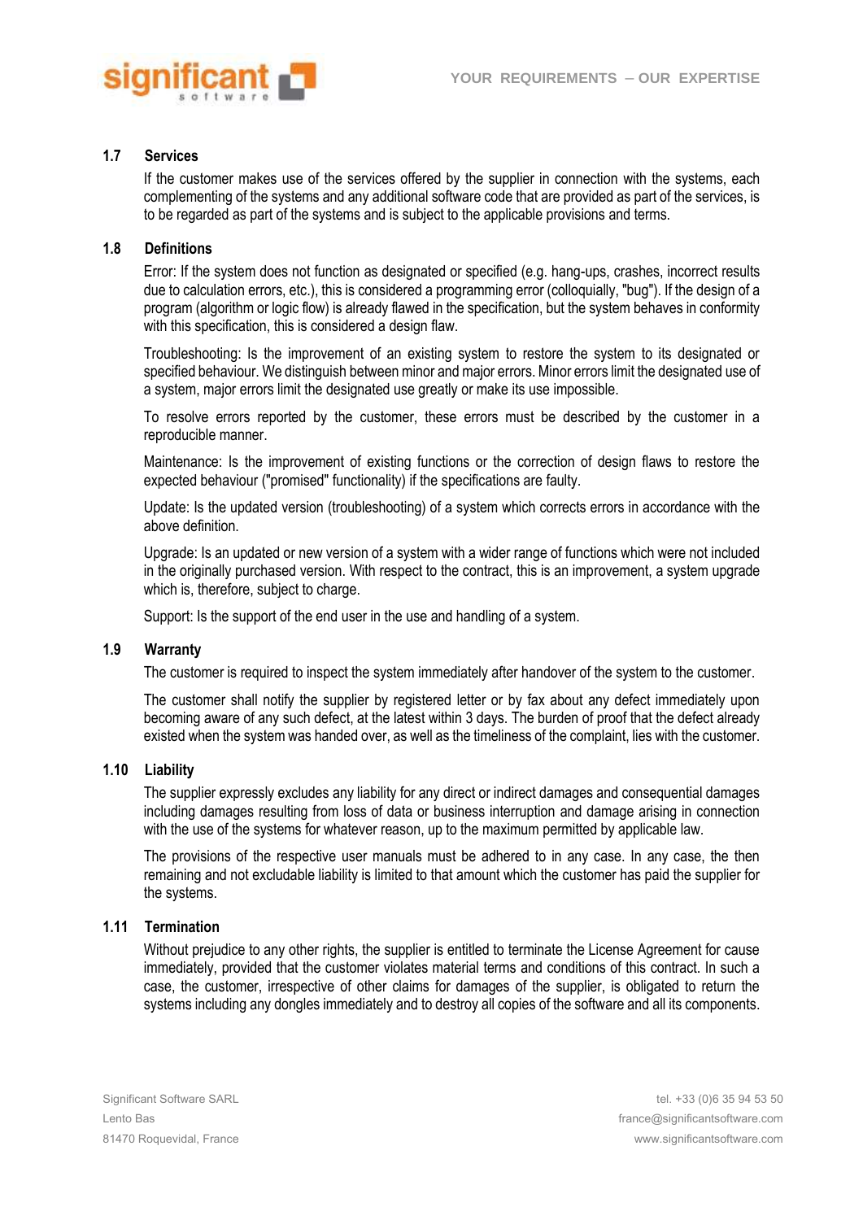### 1.7 Services

If the customer makes use of the services offered by the supplier in connection with the systems, each complementing of the systems and any additional software code that are provided as part of the services, is to be regarded as part of the systems and is subject to the applicable provisions and terms.

### 1.8 Definitions

Error: If the system does not function as designated or specified (e.g. hang-ups, crashes, incorrect results due to calculation errors, etc.), this is considered a programming error (colloquially, "bug"). If the design of a program (algorithm or logic flow) is already flawed in the specification, but the system behaves in conformity with this specification, this is considered a design flaw.

Troubleshooting: Is the improvement of an existing system to restore the system to its designated or specified behaviour. We distinguish between minor and major errors. Minor errors limit the designated use of a system, major errors limit the designated use greatly or make its use impossible.

To resolve errors reported by the customer, these errors must be described by the customer in a reproducible manner.

Maintenance: Is the improvement of existing functions or the correction of design flaws to restore the expected behaviour ("promised" functionality) if the specifications are faulty.

Update: Is the updated version (troubleshooting) of a system which corrects errors in accordance with the above definition.

Upgrade: Is an updated or new version of a system with a wider range of functions which were not included in the originally purchased version. With respect to the contract, this is an improvement, a system upgrade which is, therefore, subject to charge.

Support: Is the support of the end user in the use and handling of a system.

### 1.9 Warranty

The customer is required to inspect the system immediately after handover of the system to the customer.

The customer shall notify the supplier by registered letter or by fax about any defect immediately upon becoming aware of any such defect, at the latest within 3 days. The burden of proof that the defect already existed when the system was handed over, as well as the timeliness of the complaint, lies with the customer.

### 1.10 Liability

The supplier expressly excludes any liability for any direct or indirect damages and consequential damages including damages resulting from loss of data or business interruption and damage arising in connection with the use of the systems for whatever reason, up to the maximum permitted by applicable law.

The provisions of the respective user manuals must be adhered to in any case. In any case, the then remaining and not excludable liability is limited to that amount which the customer has paid the supplier for the systems.

### 1.11 Termination

Without prejudice to any other rights, the supplier is entitled to terminate the License Agreement for cause immediately, provided that the customer violates material terms and conditions of this contract. In such a case, the customer, irrespective of other claims for damages of the supplier, is obligated to return the systems including any dongles immediately and to destroy all copies of the software and all its components.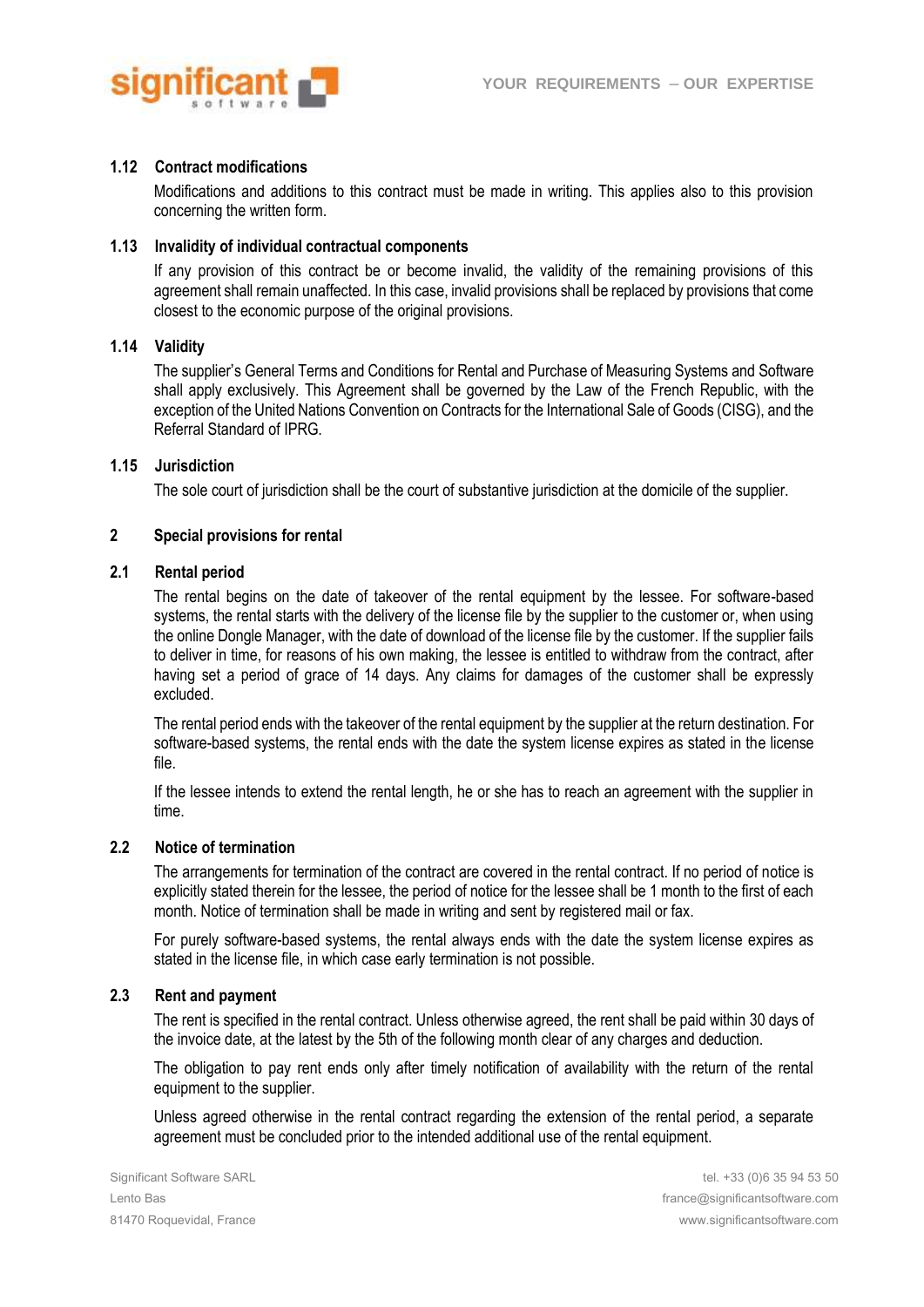### 1.12 Contract modifications

Modifications and additions to this contract must be made in writing. This applies also to this provision concerning the written form.

### 1.13 Invalidity of individual contractual components

If any provision of this contract be or become invalid, the validity of the remaining provisions of this agreement shall remain unaffected. In this case, invalid provisions shall be replaced by provisions that come closest to the economic purpose of the original provisions.

### 1.14 Validity

The supplier's General Terms and Conditions for Rental and Purchase of Measuring Systems and Software shall apply exclusively. This Agreement shall be governed by the Law of the French Republic, with the exception of the United Nations Convention on Contracts for the International Sale of Goods (CISG), and the Referral Standard of IPRG.

### 1.15 Jurisdiction

The sole court of jurisdiction shall be the court of substantive jurisdiction at the domicile of the supplier.

## 2 Special provisions for rental

### 2.1 Rental period

The rental begins on the date of takeover of the rental equipment by the lessee. For software-based systems, the rental starts with the delivery of the license file by the supplier to the customer or, when using the online Dongle Manager, with the date of download of the license file by the customer. If the supplier fails to deliver in time, for reasons of his own making, the lessee is entitled to withdraw from the contract, after having set a period of grace of 14 days. Any claims for damages of the customer shall be expressly excluded.

The rental period ends with the takeover of the rental equipment by the supplier at the return destination. For software-based systems, the rental ends with the date the system license expires as stated in the license file.

If the lessee intends to extend the rental length, he or she has to reach an agreement with the supplier in time.

### 2.2 Notice of termination

The arrangements for termination of the contract are covered in the rental contract. If no period of notice is explicitly stated therein for the lessee, the period of notice for the lessee shall be 1 month to the first of each month. Notice of termination shall be made in writing and sent by registered mail or fax.

For purely software-based systems, the rental always ends with the date the system license expires as stated in the license file, in which case early termination is not possible.

### 2.3 Rent and payment

The rent is specified in the rental contract. Unless otherwise agreed, the rent shall be paid within 30 days of the invoice date, at the latest by the 5th of the following month clear of any charges and deduction.

The obligation to pay rent ends only after timely notification of availability with the return of the rental equipment to the supplier.

Unless agreed otherwise in the rental contract regarding the extension of the rental period, a separate agreement must be concluded prior to the intended additional use of the rental equipment.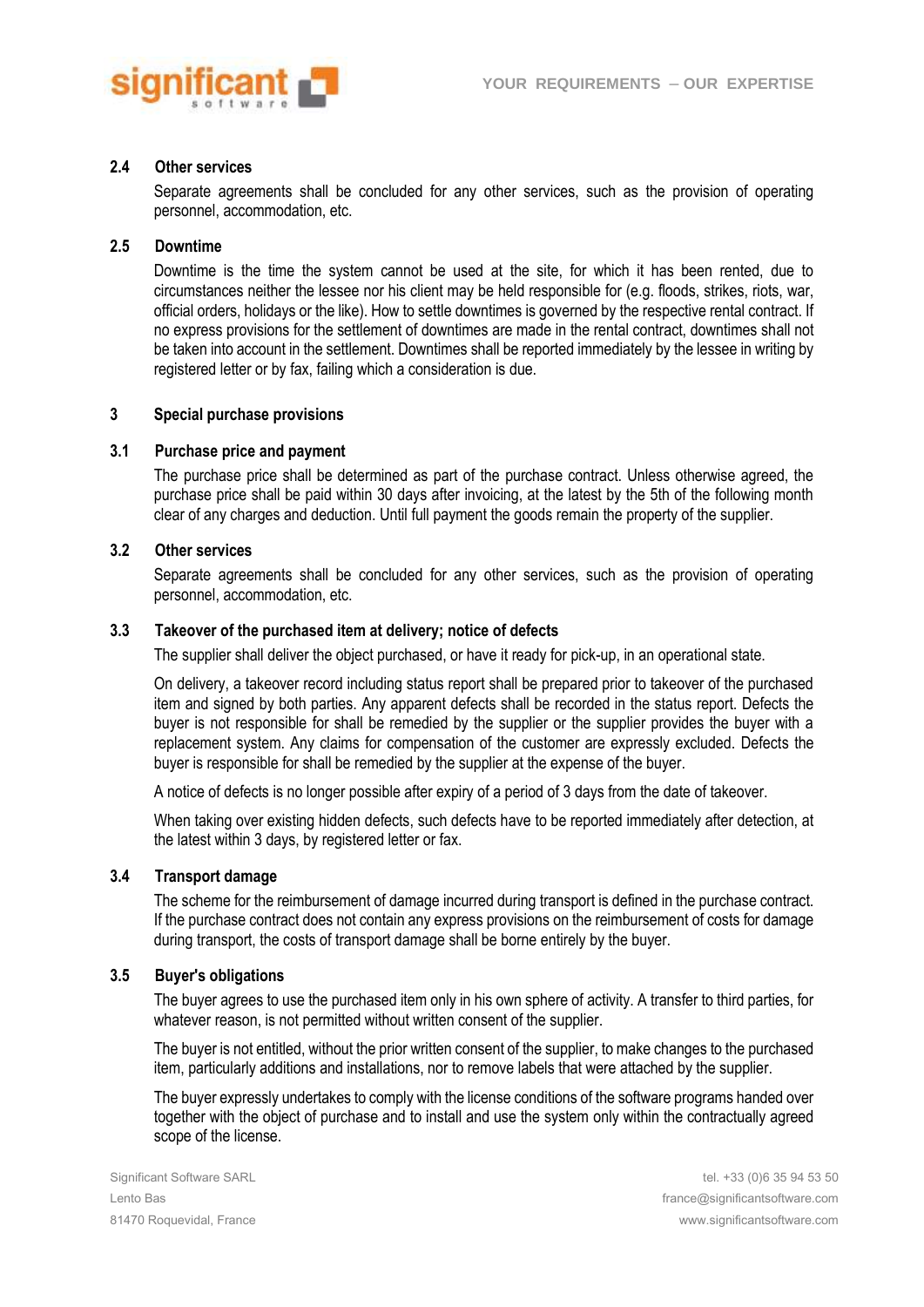### 2.4 Other services

Separate agreements shall be concluded for any other services, such as the provision of operating personnel, accommodation, etc.

### 2.5 Downtime

Downtime is the time the system cannot be used at the site, for which it has been rented, due to circumstances neither the lessee nor his client may be held responsible for (e.g. floods, strikes, riots, war, official orders, holidays or the like). How to settle downtimes is governed by the respective rental contract. If no express provisions for the settlement of downtimes are made in the rental contract, downtimes shall not be taken into account in the settlement. Downtimes shall be reported immediately by the lessee in writing by registered letter or by fax, failing which a consideration is due.

## 3 Special purchase provisions

### 3.1 Purchase price and payment

The purchase price shall be determined as part of the purchase contract. Unless otherwise agreed, the purchase price shall be paid within 30 days after invoicing, at the latest by the 5th of the following month clear of any charges and deduction. Until full payment the goods remain the property of the supplier.

### 3.2 Other services

Separate agreements shall be concluded for any other services, such as the provision of operating personnel, accommodation, etc.

### 3.3 Takeover of the purchased item at delivery; notice of defects

The supplier shall deliver the object purchased, or have it ready for pick-up, in an operational state.

On delivery, a takeover record including status report shall be prepared prior to takeover of the purchased item and signed by both parties. Any apparent defects shall be recorded in the status report. Defects the buyer is not responsible for shall be remedied by the supplier or the supplier provides the buyer with a replacement system. Any claims for compensation of the customer are expressly excluded. Defects the buyer is responsible for shall be remedied by the supplier at the expense of the buyer.

A notice of defects is no longer possible after expiry of a period of 3 days from the date of takeover.

When taking over existing hidden defects, such defects have to be reported immediately after detection, at the latest within 3 days, by registered letter or fax.

### 3.4 Transport damage

The scheme for the reimbursement of damage incurred during transport is defined in the purchase contract. If the purchase contract does not contain any express provisions on the reimbursement of costs for damage during transport, the costs of transport damage shall be borne entirely by the buyer.

### 3.5 Buyer's obligations

The buyer agrees to use the purchased item only in his own sphere of activity. A transfer to third parties, for whatever reason, is not permitted without written consent of the supplier.

The buyer is not entitled, without the prior written consent of the supplier, to make changes to the purchased item, particularly additions and installations, nor to remove labels that were attached by the supplier.

The buyer expressly undertakes to comply with the license conditions of the software programs handed over together with the object of purchase and to install and use the system only within the contractually agreed scope of the license.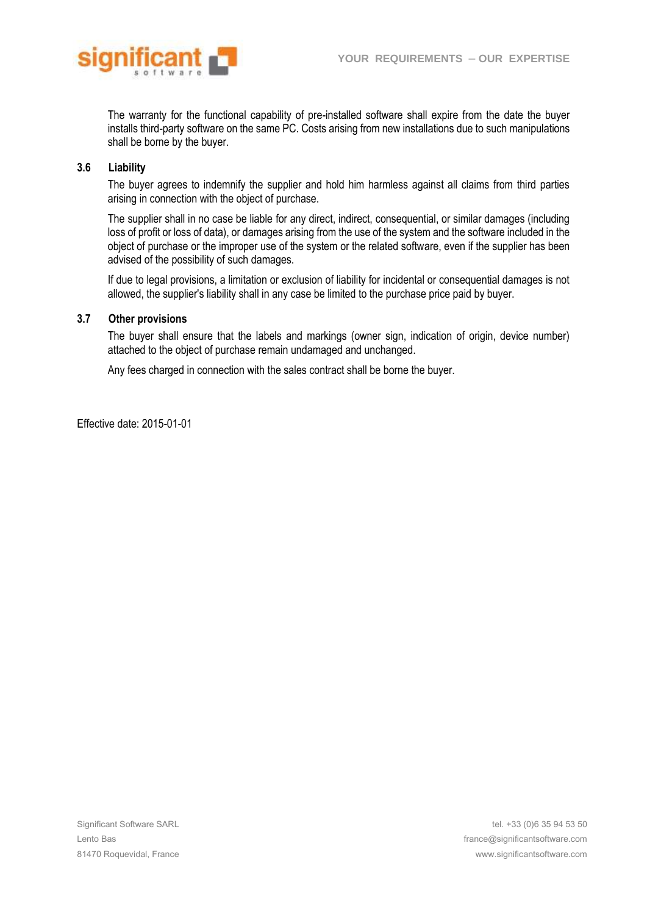The warranty for the functional capability of pre-installed software shall expire from the date the buyer installs third-party software on the same PC. Costs arising from new installations due to such manipulations shall be borne by the buyer.

### 3.6 Liability

The buyer agrees to indemnify the supplier and hold him harmless against all claims from third parties arising in connection with the object of purchase.

The supplier shall in no case be liable for any direct, indirect, consequential, or similar damages (including loss of profit or loss of data), or damages arising from the use of the system and the software included in the object of purchase or the improper use of the system or the related software, even if the supplier has been advised of the possibility of such damages.

If due to legal provisions, a limitation or exclusion of liability for incidental or consequential damages is not allowed, the supplier's liability shall in any case be limited to the purchase price paid by buyer.

### 3.7 Other provisions

The buyer shall ensure that the labels and markings (owner sign, indication of origin, device number) attached to the object of purchase remain undamaged and unchanged.

Any fees charged in connection with the sales contract shall be borne the buyer.

Effective date: 2015-01-01